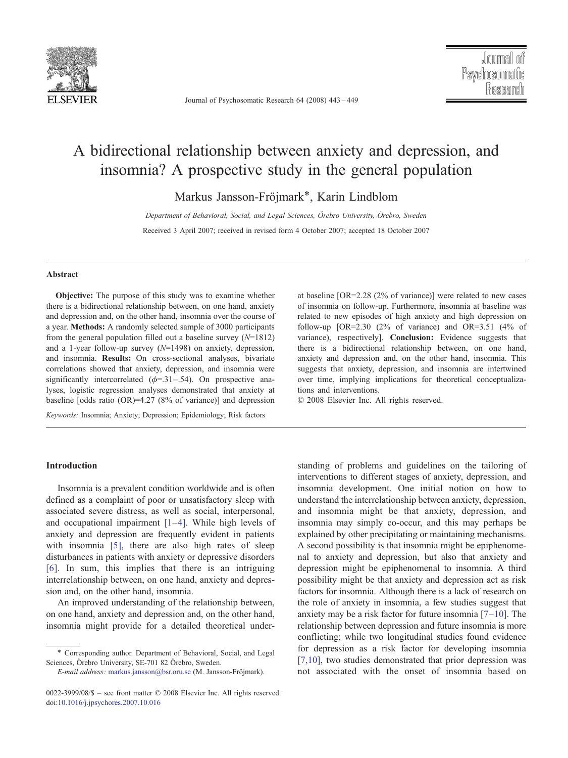# A bidirectional relationship between anxiety and depression, and insomnia? A prospective study in the general population

Markus Jansson-Fröjmark*, Karin Lindblom

*Department of Behavioral, Social, and Legal Sciences, Örebro University, Örebro, Sweden*

Received 3 April 2007; received in revised form 4 October 2007; accepted 18 October 2007

## Abstract

**Objective:** The purpose of this study was to examine whether there is a bidirectional relationship between, on one hand, anxiety and depression and, on the other hand, insomnia over the course of a year. **Methods:** A randomly selected sample of 3000 participants from the general population filled out a baseline survey ($N$=1812) and a 1-year follow-up survey ($N$=1498) on anxiety, depression, and insomnia. **Results:** On cross-sectional analyses, bivariate correlations showed that anxiety, depression, and insomnia were significantly intercorrelated ($\phi$=.31–.54). On prospective analyses, logistic regression analyses demonstrated that anxiety at baseline [odds ratio (OR)=4.27 (8% of variance)] and depression at baseline [OR=2.28 (2% of variance)] were related to new cases of insomnia on follow-up. Furthermore, insomnia at baseline was related to new episodes of high anxiety and high depression on follow-up [OR=2.30 (2% of variance) and OR=3.51 (4% of variance), respectively]. **Conclusion:** Evidence suggests that there is a bidirectional relationship between, on one hand, anxiety and depression and, on the other hand, insomnia. This suggests that anxiety, depression, and insomnia are intertwined over time, implying implications for theoretical conceptualizations and interventions.

© 2008 Elsevier Inc. All rights reserved.

*Keywords:* Insomnia; Anxiety; Depression; Epidemiology; Risk factors

## Introduction

Insomnia is a prevalent condition worldwide and is often defined as a complaint of poor or unsatisfactory sleep with associated severe distress, as well as social, interpersonal, and occupational impairment [1–4]. While high levels of anxiety and depression are frequently evident in patients with insomnia [5], there are also high rates of sleep disturbances in patients with anxiety or depressive disorders [6]. In sum, this implies that there is an intriguing interrelationship between, on one hand, anxiety and depression and, on the other hand, insomnia.

An improved understanding of the relationship between, on one hand, anxiety and depression and, on the other hand, insomnia might provide for a detailed theoretical understanding of problems and guidelines on the tailoring of interventions to different stages of anxiety, depression, and insomnia development. One initial notion on how to understand the interrelationship between anxiety, depression, and insomnia might be that anxiety, depression, and insomnia may simply co-occur, and this may perhaps be explained by other precipitating or maintaining mechanisms. A second possibility is that insomnia might be epiphenomenal to anxiety and depression, but also that anxiety and depression might be epiphenomenal to insomnia. A third possibility might be that anxiety and depression act as risk factors for insomnia. Although there is a lack of research on the role of anxiety in insomnia, a few studies suggest that anxiety may be a risk factor for future insomnia [7–10]. The relationship between depression and future insomnia is more conflicting; while two longitudinal studies found evidence for depression as a risk factor for developing insomnia [7,10], two studies demonstrated that prior depression was not associated with the onset of insomnia based on

* Corresponding author. Department of Behavioral, Social, and Legal Sciences, Örebro University, SE-701 82 Örebro, Sweden.
*E-mail address:* markus.jansson@bsr.oru.se (M. Jansson-Fröjmark).

0022-3999/08/$ – see front matter © 2008 Elsevier Inc. All rights reserved.
doi:10.1016/j.jpsychores.2007.10.016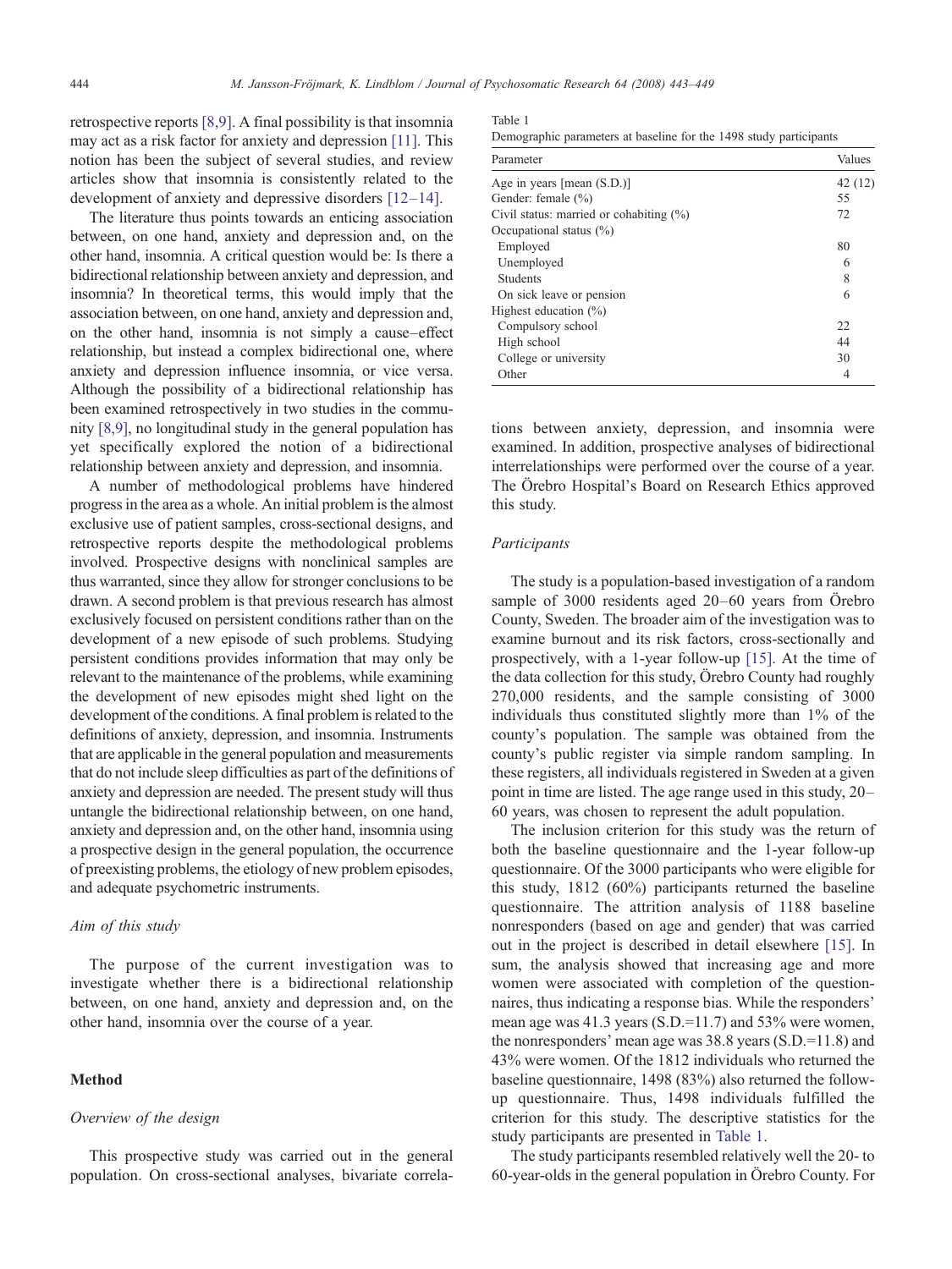retrospective reports [8,9]. A final possibility is that insomnia may act as a risk factor for anxiety and depression [11]. This notion has been the subject of several studies, and review articles show that insomnia is consistently related to the development of anxiety and depressive disorders [12–14].

The literature thus points towards an enticing association between, on one hand, anxiety and depression and, on the other hand, insomnia. A critical question would be: Is there a bidirectional relationship between anxiety and depression, and insomnia? In theoretical terms, this would imply that the association between, on one hand, anxiety and depression and, on the other hand, insomnia is not simply a cause–effect relationship, but instead a complex bidirectional one, where anxiety and depression influence insomnia, or vice versa. Although the possibility of a bidirectional relationship has been examined retrospectively in two studies in the community [8,9], no longitudinal study in the general population has yet specifically explored the notion of a bidirectional relationship between anxiety and depression, and insomnia.

A number of methodological problems have hindered progress in the area as a whole. An initial problem is the almost exclusive use of patient samples, cross-sectional designs, and retrospective reports despite the methodological problems involved. Prospective designs with nonclinical samples are thus warranted, since they allow for stronger conclusions to be drawn. A second problem is that previous research has almost exclusively focused on persistent conditions rather than on the development of a new episode of such problems. Studying persistent conditions provides information that may only be relevant to the maintenance of the problems, while examining the development of new episodes might shed light on the development of the conditions. A final problem is related to the definitions of anxiety, depression, and insomnia. Instruments that are applicable in the general population and measurements that do not include sleep difficulties as part of the definitions of anxiety and depression are needed. The present study will thus untangle the bidirectional relationship between, on one hand, anxiety and depression and, on the other hand, insomnia using a prospective design in the general population, the occurrence of preexisting problems, the etiology of new problem episodes, and adequate psychometric instruments.

### *Aim of this study*

The purpose of the current investigation was to investigate whether there is a bidirectional relationship between, on one hand, anxiety and depression and, on the other hand, insomnia over the course of a year.

## Method

### *Overview of the design*

This prospective study was carried out in the general population. On cross-sectional analyses, bivariate correlations between anxiety, depression, and insomnia were examined. In addition, prospective analyses of bidirectional interrelationships were performed over the course of a year. The Örebro Hospital's Board on Research Ethics approved this study.

Table 1
Demographic parameters at baseline for the 1498 study participants

| Parameter | Values |
|---|---|
| Age in years [mean (S.D.)] | 42 (12) |
| Gender: female (%) | 55 |
| Civil status: married or cohabiting (%) | 72 |
| Occupational status (%) | |
| Employed | 80 |
| Unemployed | 6 |
| Students | 8 |
| On sick leave or pension | 6 |
| Highest education (%) | |
| Compulsory school | 22 |
| High school | 44 |
| College or university | 30 |
| Other | 4 |

### *Participants*

The study is a population-based investigation of a random sample of 3000 residents aged 20–60 years from Örebro County, Sweden. The broader aim of the investigation was to examine burnout and its risk factors, cross-sectionally and prospectively, with a 1-year follow-up [15]. At the time of the data collection for this study, Örebro County had roughly 270,000 residents, and the sample consisting of 3000 individuals thus constituted slightly more than 1% of the county's population. The sample was obtained from the county's public register via simple random sampling. In these registers, all individuals registered in Sweden at a given point in time are listed. The age range used in this study, 20–60 years, was chosen to represent the adult population.

The inclusion criterion for this study was the return of both the baseline questionnaire and the 1-year follow-up questionnaire. Of the 3000 participants who were eligible for this study, 1812 (60%) participants returned the baseline questionnaire. The attrition analysis of 1188 baseline nonresponders (based on age and gender) that was carried out in the project is described in detail elsewhere [15]. In sum, the analysis showed that increasing age and more women were associated with completion of the questionnaires, thus indicating a response bias. While the responders' mean age was 41.3 years (S.D.=11.7) and 53% were women, the nonresponders' mean age was 38.8 years (S.D.=11.8) and 43% were women. Of the 1812 individuals who returned the baseline questionnaire, 1498 (83%) also returned the follow-up questionnaire. Thus, 1498 individuals fulfilled the criterion for this study. The descriptive statistics for the study participants are presented in Table 1.

The study participants resembled relatively well the 20- to 60-year-olds in the general population in Örebro County. For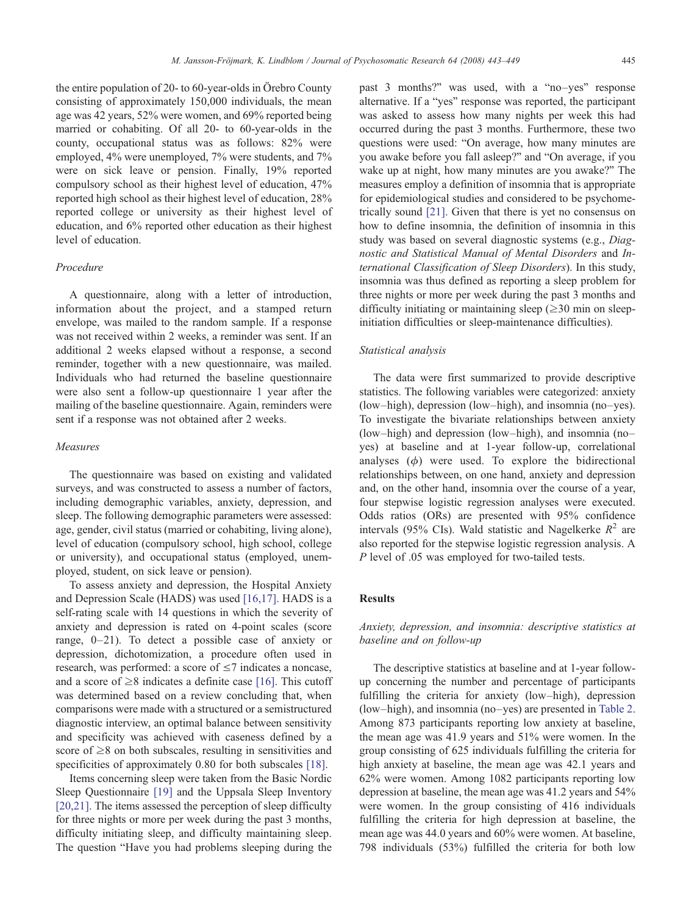the entire population of 20- to 60-year-olds in Örebro County consisting of approximately 150,000 individuals, the mean age was 42 years, 52% were women, and 69% reported being married or cohabiting. Of all 20- to 60-year-olds in the county, occupational status was as follows: 82% were employed, 4% were unemployed, 7% were students, and 7% were on sick leave or pension. Finally, 19% reported compulsory school as their highest level of education, 47% reported high school as their highest level of education, 28% reported college or university as their highest level of education, and 6% reported other education as their highest level of education.

### *Procedure*

A questionnaire, along with a letter of introduction, information about the project, and a stamped return envelope, was mailed to the random sample. If a response was not received within 2 weeks, a reminder was sent. If an additional 2 weeks elapsed without a response, a second reminder, together with a new questionnaire, was mailed. Individuals who had returned the baseline questionnaire were also sent a follow-up questionnaire 1 year after the mailing of the baseline questionnaire. Again, reminders were sent if a response was not obtained after 2 weeks.

### *Measures*

The questionnaire was based on existing and validated surveys, and was constructed to assess a number of factors, including demographic variables, anxiety, depression, and sleep. The following demographic parameters were assessed: age, gender, civil status (married or cohabiting, living alone), level of education (compulsory school, high school, college or university), and occupational status (employed, unemployed, student, on sick leave or pension).

To assess anxiety and depression, the Hospital Anxiety and Depression Scale (HADS) was used [16,17]. HADS is a self-rating scale with 14 questions in which the severity of anxiety and depression is rated on 4-point scales (score range, 0–21). To detect a possible case of anxiety or depression, dichotomization, a procedure often used in research, was performed: a score of ≤7 indicates a noncase, and a score of ≥8 indicates a definite case [16]. This cutoff was determined based on a review concluding that, when comparisons were made with a structured or a semistructured diagnostic interview, an optimal balance between sensitivity and specificity was achieved with caseness defined by a score of ≥8 on both subscales, resulting in sensitivities and specificities of approximately 0.80 for both subscales [18].

Items concerning sleep were taken from the Basic Nordic Sleep Questionnaire [19] and the Uppsala Sleep Inventory [20,21]. The items assessed the perception of sleep difficulty for three nights or more per week during the past 3 months, difficulty initiating sleep, and difficulty maintaining sleep. The question "Have you had problems sleeping during the past 3 months?" was used, with a "no–yes" response alternative. If a "yes" response was reported, the participant was asked to assess how many nights per week this had occurred during the past 3 months. Furthermore, these two questions were used: "On average, how many minutes are you awake before you fall asleep?" and "On average, if you wake up at night, how many minutes are you awake?" The measures employ a definition of insomnia that is appropriate for epidemiological studies and considered to be psychometrically sound [21]. Given that there is yet no consensus on how to define insomnia, the definition of insomnia in this study was based on several diagnostic systems (e.g., *Diagnostic and Statistical Manual of Mental Disorders* and *International Classification of Sleep Disorders*). In this study, insomnia was thus defined as reporting a sleep problem for three nights or more per week during the past 3 months and difficulty initiating or maintaining sleep (≥30 min on sleep-initiation difficulties or sleep-maintenance difficulties).

### *Statistical analysis*

The data were first summarized to provide descriptive statistics. The following variables were categorized: anxiety (low–high), depression (low–high), and insomnia (no–yes). To investigate the bivariate relationships between anxiety (low–high) and depression (low–high), and insomnia (no–yes) at baseline and at 1-year follow-up, correlational analyses ($\phi$) were used. To explore the bidirectional relationships between, on one hand, anxiety and depression and, on the other hand, insomnia over the course of a year, four stepwise logistic regression analyses were executed. Odds ratios (ORs) are presented with 95% confidence intervals (95% CIs). Wald statistic and Nagelkerke $R^2$ are also reported for the stepwise logistic regression analysis. A $P$ level of .05 was employed for two-tailed tests.

## Results

### *Anxiety, depression, and insomnia: descriptive statistics at baseline and on follow-up*

The descriptive statistics at baseline and at 1-year follow-up concerning the number and percentage of participants fulfilling the criteria for anxiety (low–high), depression (low–high), and insomnia (no–yes) are presented in Table 2. Among 873 participants reporting low anxiety at baseline, the mean age was 41.9 years and 51% were women. In the group consisting of 625 individuals fulfilling the criteria for high anxiety at baseline, the mean age was 42.1 years and 62% were women. Among 1082 participants reporting low depression at baseline, the mean age was 41.2 years and 54% were women. In the group consisting of 416 individuals fulfilling the criteria for high depression at baseline, the mean age was 44.0 years and 60% were women. At baseline, 798 individuals (53%) fulfilled the criteria for both low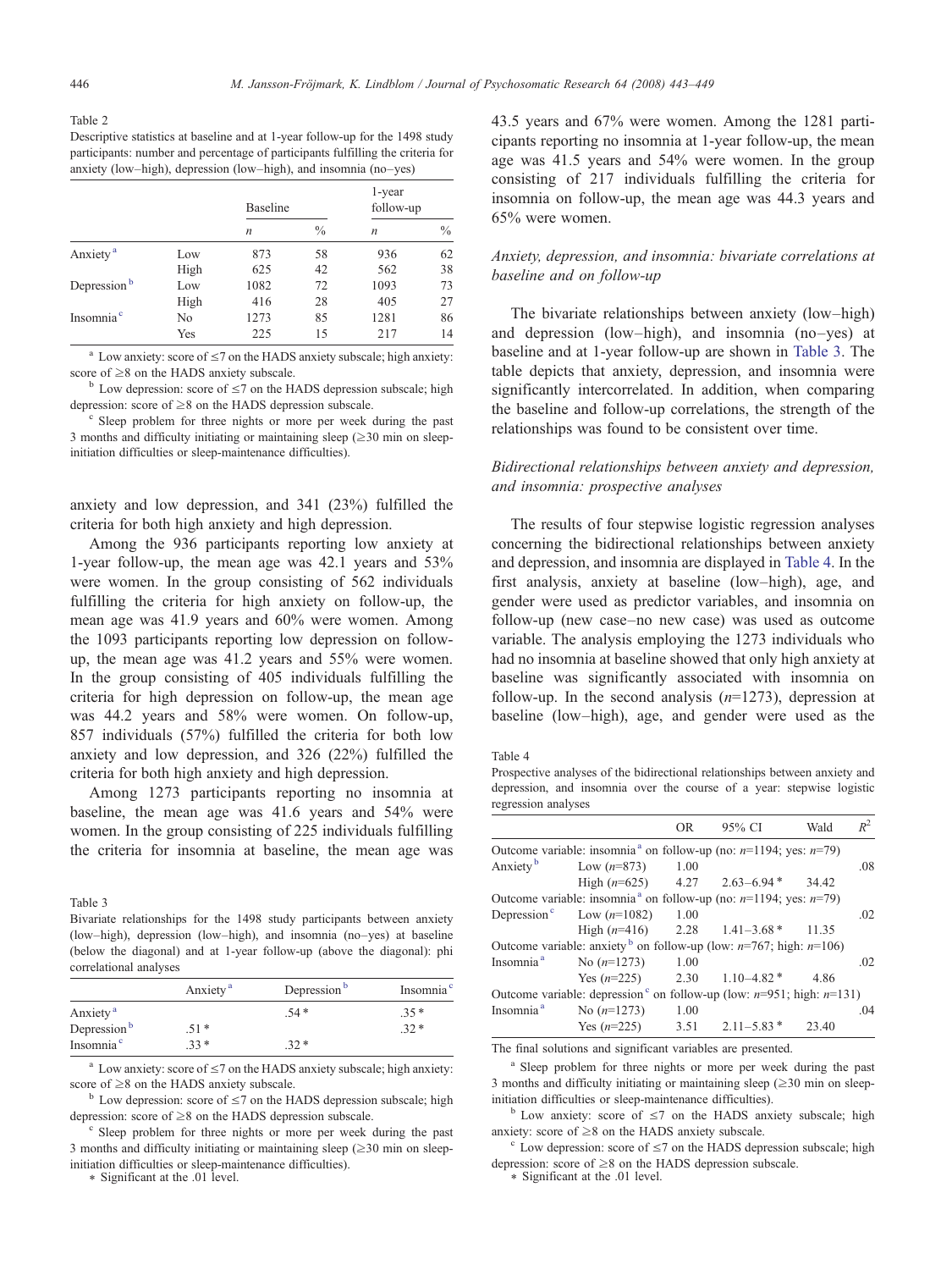Table 2
Descriptive statistics at baseline and at 1-year follow-up for the 1498 study participants: number and percentage of participants fulfilling the criteria for anxiety (low–high), depression (low–high), and insomnia (no–yes)

| | | Baseline | | 1-year follow-up | |
|---|---|---|---|---|---|
| | | *n* | % | *n* | % |
| Anxiety [a] | Low | 873 | 58 | 936 | 62 |
| | High | 625 | 42 | 562 | 38 |
| Depression [b] | Low | 1082 | 72 | 1093 | 73 |
| | High | 416 | 28 | 405 | 27 |
| Insomnia [c] | No | 1273 | 85 | 1281 | 86 |
| | Yes | 225 | 15 | 217 | 14 |

[a] Low anxiety: score of ≤7 on the HADS anxiety subscale; high anxiety: score of ≥8 on the HADS anxiety subscale.

[b] Low depression: score of ≤7 on the HADS depression subscale; high depression: score of ≥8 on the HADS depression subscale.

[c] Sleep problem for three nights or more per week during the past 3 months and difficulty initiating or maintaining sleep (≥30 min on sleep-initiation difficulties or sleep-maintenance difficulties).

anxiety and low depression, and 341 (23%) fulfilled the criteria for both high anxiety and high depression.

Among the 936 participants reporting low anxiety at 1-year follow-up, the mean age was 42.1 years and 53% were women. In the group consisting of 562 individuals fulfilling the criteria for high anxiety on follow-up, the mean age was 41.9 years and 60% were women. Among the 1093 participants reporting low depression on follow-up, the mean age was 41.2 years and 55% were women. In the group consisting of 405 individuals fulfilling the criteria for high depression on follow-up, the mean age was 44.2 years and 58% were women. On follow-up, 857 individuals (57%) fulfilled the criteria for both low anxiety and low depression, and 326 (22%) fulfilled the criteria for both high anxiety and high depression.

Among 1273 participants reporting no insomnia at baseline, the mean age was 41.6 years and 54% were women. In the group consisting of 225 individuals fulfilling the criteria for insomnia at baseline, the mean age was 43.5 years and 67% were women. Among the 1281 participants reporting no insomnia at 1-year follow-up, the mean age was 41.5 years and 54% were women. In the group consisting of 217 individuals fulfilling the criteria for insomnia on follow-up, the mean age was 44.3 years and 65% were women.

Table 3
Bivariate relationships for the 1498 study participants between anxiety (low–high), depression (low–high), and insomnia (no–yes) at baseline (below the diagonal) and at 1-year follow-up (above the diagonal): phi correlational analyses

| | Anxiety [a] | Depression [b] | Insomnia [c] |
|---|---|---|---|
| Anxiety [a] | | .54 * | .35 * |
| Depression [b] | .51 * | | .32 * |
| Insomnia [c] | .33 * | .32 * | |

[a] Low anxiety: score of ≤7 on the HADS anxiety subscale; high anxiety: score of ≥8 on the HADS anxiety subscale.

[b] Low depression: score of ≤7 on the HADS depression subscale; high depression: score of ≥8 on the HADS depression subscale.

[c] Sleep problem for three nights or more per week during the past 3 months and difficulty initiating or maintaining sleep (≥30 min on sleep-initiation difficulties or sleep-maintenance difficulties).

\* Significant at the .01 level.

### *Anxiety, depression, and insomnia: bivariate correlations at baseline and on follow-up*

The bivariate relationships between anxiety (low–high) and depression (low–high), and insomnia (no–yes) at baseline and at 1-year follow-up are shown in Table 3. The table depicts that anxiety, depression, and insomnia were significantly intercorrelated. In addition, when comparing the baseline and follow-up correlations, the strength of the relationships was found to be consistent over time.

### *Bidirectional relationships between anxiety and depression, and insomnia: prospective analyses*

The results of four stepwise logistic regression analyses concerning the bidirectional relationships between anxiety and depression, and insomnia are displayed in Table 4. In the first analysis, anxiety at baseline (low–high), age, and gender were used as predictor variables, and insomnia on follow-up (new case–no new case) was used as outcome variable. The analysis employing the 1273 individuals who had no insomnia at baseline showed that only high anxiety at baseline was significantly associated with insomnia on follow-up. In the second analysis ($n$=1273), depression at baseline (low–high), age, and gender were used as the

Table 4
Prospective analyses of the bidirectional relationships between anxiety and depression, and insomnia over the course of a year: stepwise logistic regression analyses

| | | OR | 95% CI | Wald | $R^2$ |
|---|---|---|---|---|---|
| Outcome variable: insomnia [a] on follow-up (no: $n$=1194; yes: $n$=79) | | | | | |
| Anxiety [b] | Low ($n$=873) | 1.00 | | | .08 |
| | High ($n$=625) | 4.27 | 2.63–6.94 * | 34.42 | |
| Outcome variable: insomnia [a] on follow-up (no: $n$=1194; yes: $n$=79) | | | | | |
| Depression [c] | Low ($n$=1082) | 1.00 | | | .02 |
| | High ($n$=416) | 2.28 | 1.41–3.68 * | 11.35 | |
| Outcome variable: anxiety [b] on follow-up (low: $n$=767; high: $n$=106) | | | | | |
| Insomnia [a] | No ($n$=1273) | 1.00 | | | .02 |
| | Yes ($n$=225) | 2.30 | 1.10–4.82 * | 4.86 | |
| Outcome variable: depression [c] on follow-up (low: $n$=951; high: $n$=131) | | | | | |
| Insomnia [a] | No ($n$=1273) | 1.00 | | | .04 |
| | Yes ($n$=225) | 3.51 | 2.11–5.83 * | 23.40 | |

The final solutions and significant variables are presented.

[a] Sleep problem for three nights or more per week during the past 3 months and difficulty initiating or maintaining sleep (≥30 min on sleep-initiation difficulties or sleep-maintenance difficulties).

[b] Low anxiety: score of ≤7 on the HADS anxiety subscale; high anxiety: score of ≥8 on the HADS anxiety subscale.

[c] Low depression: score of ≤7 on the HADS depression subscale; high depression: score of ≥8 on the HADS depression subscale.

\* Significant at the .01 level.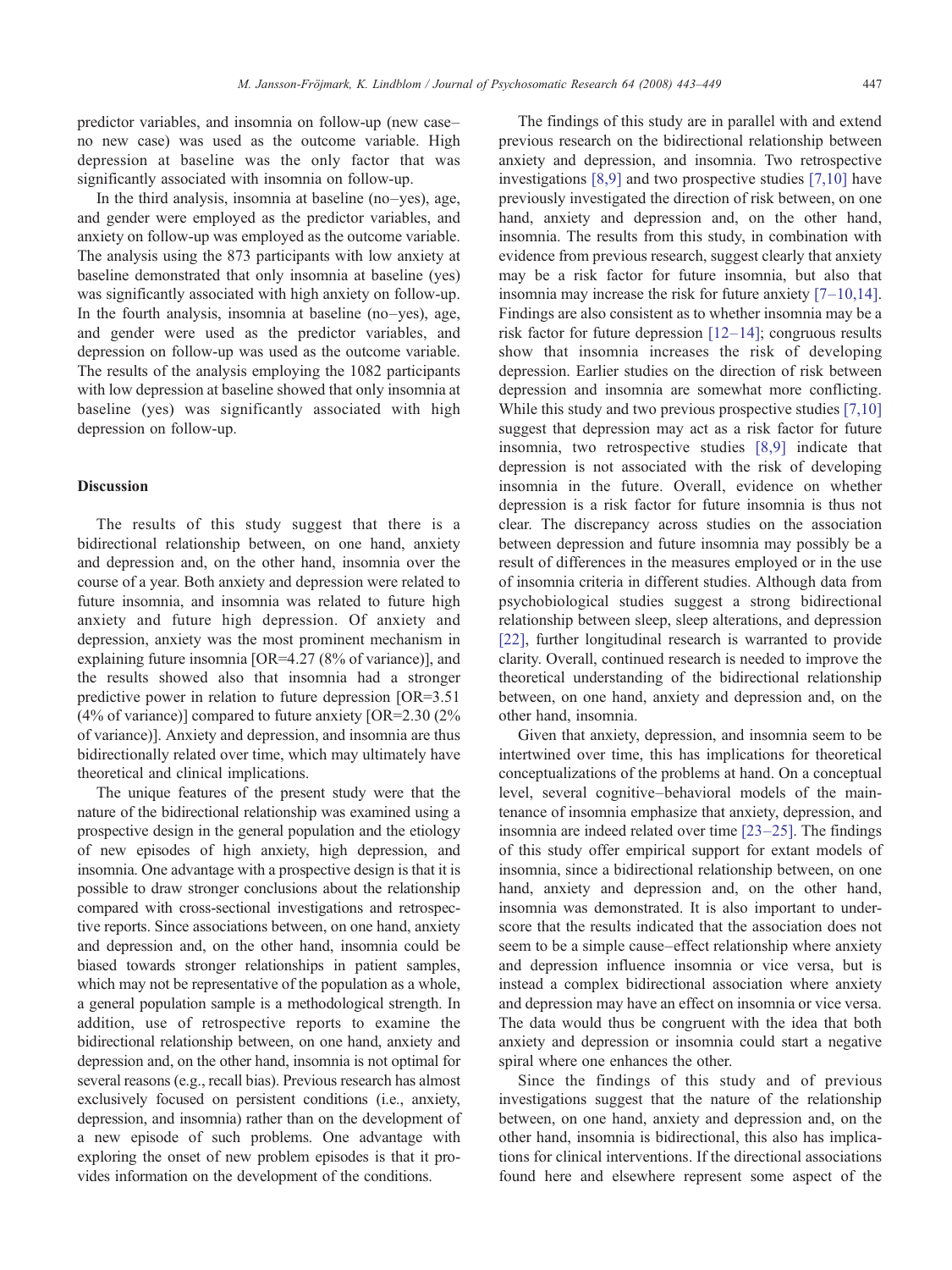predictor variables, and insomnia on follow-up (new case–no new case) was used as the outcome variable. High depression at baseline was the only factor that was significantly associated with insomnia on follow-up.

In the third analysis, insomnia at baseline (no–yes), age, and gender were employed as the predictor variables, and anxiety on follow-up was employed as the outcome variable. The analysis using the 873 participants with low anxiety at baseline demonstrated that only insomnia at baseline (yes) was significantly associated with high anxiety on follow-up. In the fourth analysis, insomnia at baseline (no–yes), age, and gender were used as the predictor variables, and depression on follow-up was used as the outcome variable. The results of the analysis employing the 1082 participants with low depression at baseline showed that only insomnia at baseline (yes) was significantly associated with high depression on follow-up.

## Discussion

The results of this study suggest that there is a bidirectional relationship between, on one hand, anxiety and depression and, on the other hand, insomnia over the course of a year. Both anxiety and depression were related to future insomnia, and insomnia was related to future high anxiety and future high depression. Of anxiety and depression, anxiety was the most prominent mechanism in explaining future insomnia [OR=4.27 (8% of variance)], and the results showed also that insomnia had a stronger predictive power in relation to future depression [OR=3.51 (4% of variance)] compared to future anxiety [OR=2.30 (2% of variance)]. Anxiety and depression, and insomnia are thus bidirectionally related over time, which may ultimately have theoretical and clinical implications.

The unique features of the present study were that the nature of the bidirectional relationship was examined using a prospective design in the general population and the etiology of new episodes of high anxiety, high depression, and insomnia. One advantage with a prospective design is that it is possible to draw stronger conclusions about the relationship compared with cross-sectional investigations and retrospective reports. Since associations between, on one hand, anxiety and depression and, on the other hand, insomnia could be biased towards stronger relationships in patient samples, which may not be representative of the population as a whole, a general population sample is a methodological strength. In addition, use of retrospective reports to examine the bidirectional relationship between, on one hand, anxiety and depression and, on the other hand, insomnia is not optimal for several reasons (e.g., recall bias). Previous research has almost exclusively focused on persistent conditions (i.e., anxiety, depression, and insomnia) rather than on the development of a new episode of such problems. One advantage with exploring the onset of new problem episodes is that it provides information on the development of the conditions.

The findings of this study are in parallel with and extend previous research on the bidirectional relationship between anxiety and depression, and insomnia. Two retrospective investigations [8,9] and two prospective studies [7,10] have previously investigated the direction of risk between, on one hand, anxiety and depression and, on the other hand, insomnia. The results from this study, in combination with evidence from previous research, suggest clearly that anxiety may be a risk factor for future insomnia, but also that insomnia may increase the risk for future anxiety [7–10,14]. Findings are also consistent as to whether insomnia may be a risk factor for future depression [12–14]; congruous results show that insomnia increases the risk of developing depression. Earlier studies on the direction of risk between depression and insomnia are somewhat more conflicting. While this study and two previous prospective studies [7,10] suggest that depression may act as a risk factor for future insomnia, two retrospective studies [8,9] indicate that depression is not associated with the risk of developing insomnia in the future. Overall, evidence on whether depression is a risk factor for future insomnia is thus not clear. The discrepancy across studies on the association between depression and future insomnia may possibly be a result of differences in the measures employed or in the use of insomnia criteria in different studies. Although data from psychobiological studies suggest a strong bidirectional relationship between sleep, sleep alterations, and depression [22], further longitudinal research is warranted to provide clarity. Overall, continued research is needed to improve the theoretical understanding of the bidirectional relationship between, on one hand, anxiety and depression and, on the other hand, insomnia.

Given that anxiety, depression, and insomnia seem to be intertwined over time, this has implications for theoretical conceptualizations of the problems at hand. On a conceptual level, several cognitive–behavioral models of the maintenance of insomnia emphasize that anxiety, depression, and insomnia are indeed related over time [23–25]. The findings of this study offer empirical support for extant models of insomnia, since a bidirectional relationship between, on one hand, anxiety and depression and, on the other hand, insomnia was demonstrated. It is also important to underscore that the results indicated that the association does not seem to be a simple cause–effect relationship where anxiety and depression influence insomnia or vice versa, but is instead a complex bidirectional association where anxiety and depression may have an effect on insomnia or vice versa. The data would thus be congruent with the idea that both anxiety and depression or insomnia could start a negative spiral where one enhances the other.

Since the findings of this study and of previous investigations suggest that the nature of the relationship between, on one hand, anxiety and depression and, on the other hand, insomnia is bidirectional, this also has implications for clinical interventions. If the directional associations found here and elsewhere represent some aspect of the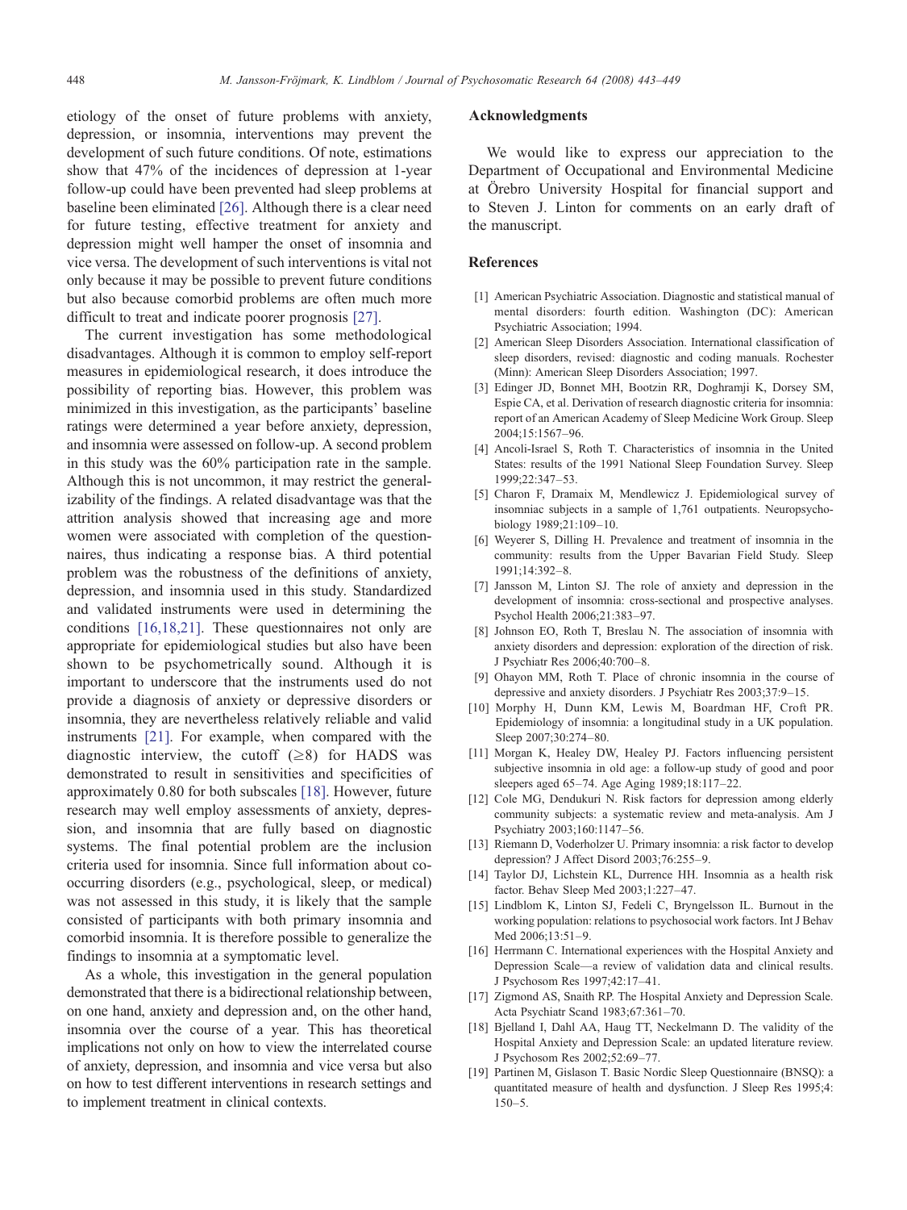etiology of the onset of future problems with anxiety, depression, or insomnia, interventions may prevent the development of such future conditions. Of note, estimations show that 47% of the incidences of depression at 1-year follow-up could have been prevented had sleep problems at baseline been eliminated [26]. Although there is a clear need for future testing, effective treatment for anxiety and depression might well hamper the onset of insomnia and vice versa. The development of such interventions is vital not only because it may be possible to prevent future conditions but also because comorbid problems are often much more difficult to treat and indicate poorer prognosis [27].

The current investigation has some methodological disadvantages. Although it is common to employ self-report measures in epidemiological research, it does introduce the possibility of reporting bias. However, this problem was minimized in this investigation, as the participants' baseline ratings were determined a year before anxiety, depression, and insomnia were assessed on follow-up. A second problem in this study was the 60% participation rate in the sample. Although this is not uncommon, it may restrict the generalizability of the findings. A related disadvantage was that the attrition analysis showed that increasing age and more women were associated with completion of the questionnaires, thus indicating a response bias. A third potential problem was the robustness of the definitions of anxiety, depression, and insomnia used in this study. Standardized and validated instruments were used in determining the conditions [16,18,21]. These questionnaires not only are appropriate for epidemiological studies but also have been shown to be psychometrically sound. Although it is important to underscore that the instruments used do not provide a diagnosis of anxiety or depressive disorders or insomnia, they are nevertheless relatively reliable and valid instruments [21]. For example, when compared with the diagnostic interview, the cutoff ($\geq$8) for HADS was demonstrated to result in sensitivities and specificities of approximately 0.80 for both subscales [18]. However, future research may well employ assessments of anxiety, depression, and insomnia that are fully based on diagnostic systems. The final potential problem are the inclusion criteria used for insomnia. Since full information about co-occurring disorders (e.g., psychological, sleep, or medical) was not assessed in this study, it is likely that the sample consisted of participants with both primary insomnia and comorbid insomnia. It is therefore possible to generalize the findings to insomnia at a symptomatic level.

As a whole, this investigation in the general population demonstrated that there is a bidirectional relationship between, on one hand, anxiety and depression and, on the other hand, insomnia over the course of a year. This has theoretical implications not only on how to view the interrelated course of anxiety, depression, and insomnia and vice versa but also on how to test different interventions in research settings and to implement treatment in clinical contexts.

## Acknowledgments

We would like to express our appreciation to the Department of Occupational and Environmental Medicine at Örebro University Hospital for financial support and to Steven J. Linton for comments on an early draft of the manuscript.

## References

[1] American Psychiatric Association. Diagnostic and statistical manual of mental disorders: fourth edition. Washington (DC): American Psychiatric Association; 1994.

[2] American Sleep Disorders Association. International classification of sleep disorders, revised: diagnostic and coding manuals. Rochester (Minn): American Sleep Disorders Association; 1997.

[3] Edinger JD, Bonnet MH, Bootzin RR, Doghramji K, Dorsey SM, Espie CA, et al. Derivation of research diagnostic criteria for insomnia: report of an American Academy of Sleep Medicine Work Group. Sleep 2004;15:1567–96.

[4] Ancoli-Israel S, Roth T. Characteristics of insomnia in the United States: results of the 1991 National Sleep Foundation Survey. Sleep 1999;22:347–53.

[5] Charon F, Dramaix M, Mendlewicz J. Epidemiological survey of insomniac subjects in a sample of 1,761 outpatients. Neuropsychobiology 1989;21:109–10.

[6] Weyerer S, Dilling H. Prevalence and treatment of insomnia in the community: results from the Upper Bavarian Field Study. Sleep 1991;14:392–8.

[7] Jansson M, Linton SJ. The role of anxiety and depression in the development of insomnia: cross-sectional and prospective analyses. Psychol Health 2006;21:383–97.

[8] Johnson EO, Roth T, Breslau N. The association of insomnia with anxiety disorders and depression: exploration of the direction of risk. J Psychiatr Res 2006;40:700–8.

[9] Ohayon MM, Roth T. Place of chronic insomnia in the course of depressive and anxiety disorders. J Psychiatr Res 2003;37:9–15.

[10] Morphy H, Dunn KM, Lewis M, Boardman HF, Croft PR. Epidemiology of insomnia: a longitudinal study in a UK population. Sleep 2007;30:274–80.

[11] Morgan K, Healey DW, Healey PJ. Factors influencing persistent subjective insomnia in old age: a follow-up study of good and poor sleepers aged 65–74. Age Aging 1989;18:117–22.

[12] Cole MG, Dendukuri N. Risk factors for depression among elderly community subjects: a systematic review and meta-analysis. Am J Psychiatry 2003;160:1147–56.

[13] Riemann D, Voderholzer U. Primary insomnia: a risk factor to develop depression? J Affect Disord 2003;76:255–9.

[14] Taylor DJ, Lichstein KL, Durrence HH. Insomnia as a health risk factor. Behav Sleep Med 2003;1:227–47.

[15] Lindblom K, Linton SJ, Fedeli C, Bryngelsson IL. Burnout in the working population: relations to psychosocial work factors. Int J Behav Med 2006;13:51–9.

[16] Herrmann C. International experiences with the Hospital Anxiety and Depression Scale—a review of validation data and clinical results. J Psychosom Res 1997;42:17–41.

[17] Zigmond AS, Snaith RP. The Hospital Anxiety and Depression Scale. Acta Psychiatr Scand 1983;67:361–70.

[18] Bjelland I, Dahl AA, Haug TT, Neckelmann D. The validity of the Hospital Anxiety and Depression Scale: an updated literature review. J Psychosom Res 2002;52:69–77.

[19] Partinen M, Gislason T. Basic Nordic Sleep Questionnaire (BNSQ): a quantitated measure of health and dysfunction. J Sleep Res 1995;4:150–5.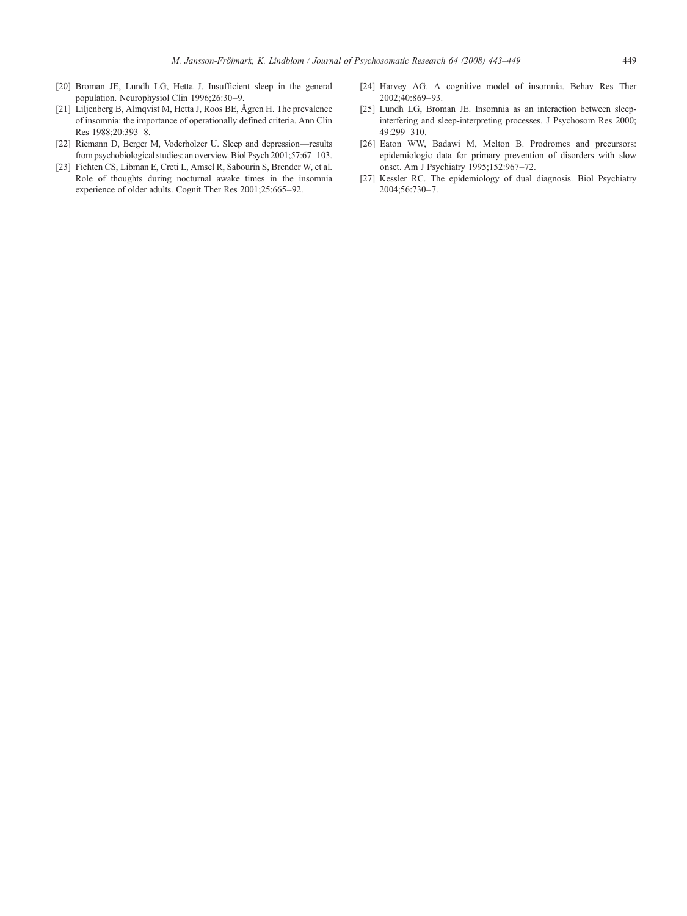[20] Broman JE, Lundh LG, Hetta J. Insufficient sleep in the general population. Neurophysiol Clin 1996;26:30–9.

[21] Liljenberg B, Almqvist M, Hetta J, Roos BE, Ågren H. The prevalence of insomnia: the importance of operationally defined criteria. Ann Clin Res 1988;20:393–8.

[22] Riemann D, Berger M, Voderholzer U. Sleep and depression—results from psychobiological studies: an overview. Biol Psych 2001;57:67–103.

[23] Fichten CS, Libman E, Creti L, Amsel R, Sabourin S, Brender W, et al. Role of thoughts during nocturnal awake times in the insomnia experience of older adults. Cognit Ther Res 2001;25:665–92.

[24] Harvey AG. A cognitive model of insomnia. Behav Res Ther 2002;40:869–93.

[25] Lundh LG, Broman JE. Insomnia as an interaction between sleep-interfering and sleep-interpreting processes. J Psychosom Res 2000;49:299–310.

[26] Eaton WW, Badawi M, Melton B. Prodromes and precursors: epidemiologic data for primary prevention of disorders with slow onset. Am J Psychiatry 1995;152:967–72.

[27] Kessler RC. The epidemiology of dual diagnosis. Biol Psychiatry 2004;56:730–7.